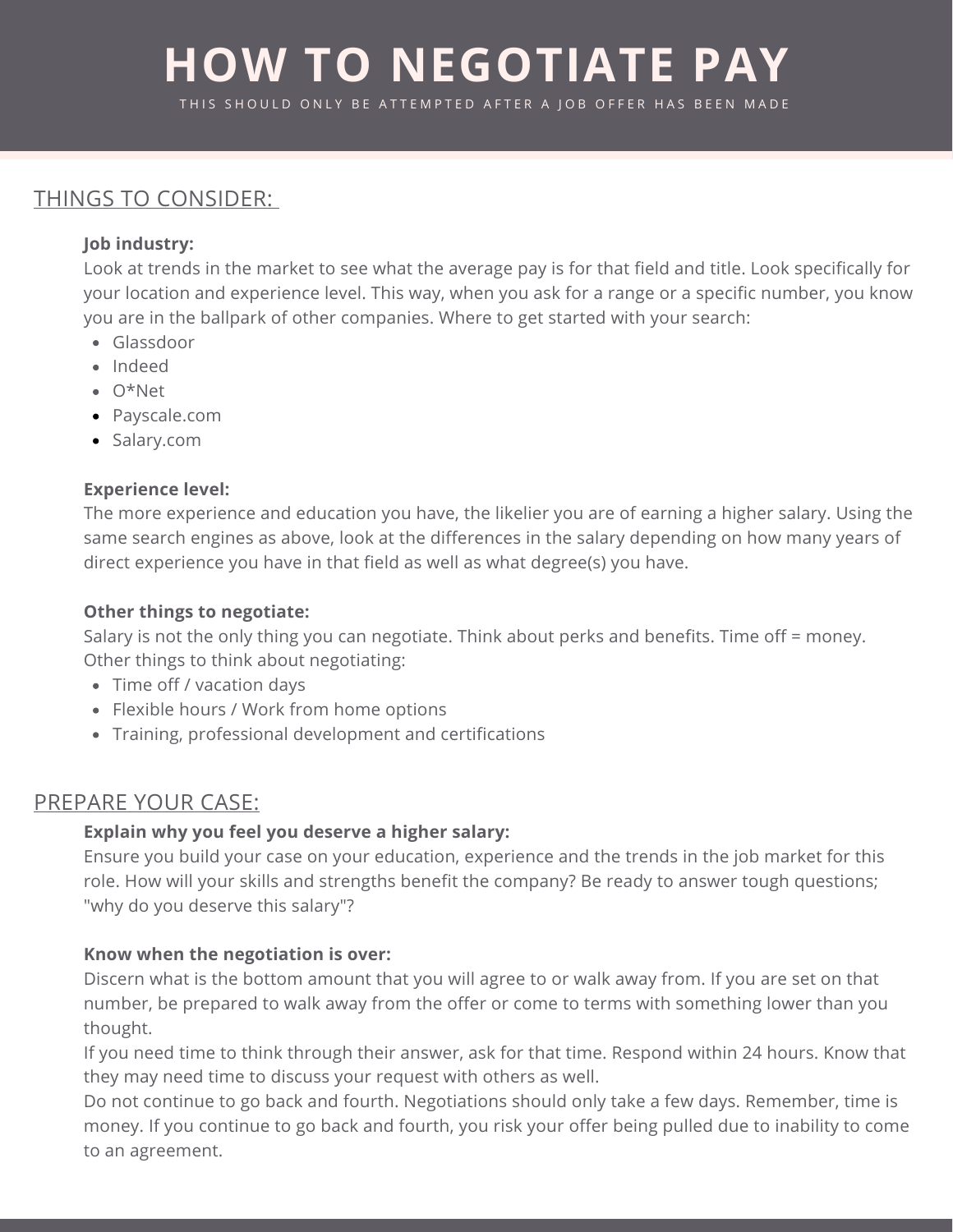# HOW TO NEGOTIATE PAY

THIS SHOULD ONLY BE ATTEMPTED AFTER A JOB OFFER HAS BEEN MADE

## THINGS TO CONSIDER:

**Job industry:**

Look at trends in the market to see what the average pay is for that field and title. Look specifically for your location and experience level. This way, when you ask for a range or a specific number, you know you are in the ballpark of other companies. Where to get started with your search:

- Glassdoor
- Indeed
- O*Net
- Payscale.com
- Salary.com

**Experience level:**

The more experience and education you have, the likelier you are of earning a higher salary. Using the same search engines as above, look at the differences in the salary depending on how many years of direct experience you have in that field as well as what degree(s) you have.

**Other things to negotiate:**

Salary is not the only thing you can negotiate. Think about perks and benefits. Time off = money. Other things to think about negotiating:

- Time off / vacation days
- Flexible hours / Work from home options
- Training, professional development and certifications

## PREPARE YOUR CASE:

**Explain why you feel you deserve a higher salary:**

Ensure you build your case on your education, experience and the trends in the job market for this role. How will your skills and strengths benefit the company? Be ready to answer tough questions; "why do you deserve this salary"?

**Know when the negotiation is over:**

Discern what is the bottom amount that you will agree to or walk away from. If you are set on that number, be prepared to walk away from the offer or come to terms with something lower than you thought.

If you need time to think through their answer, ask for that time. Respond within 24 hours. Know that they may need time to discuss your request with others as well.

Do not continue to go back and fourth. Negotiations should only take a few days. Remember, time is money. If you continue to go back and fourth, you risk your offer being pulled due to inability to come to an agreement.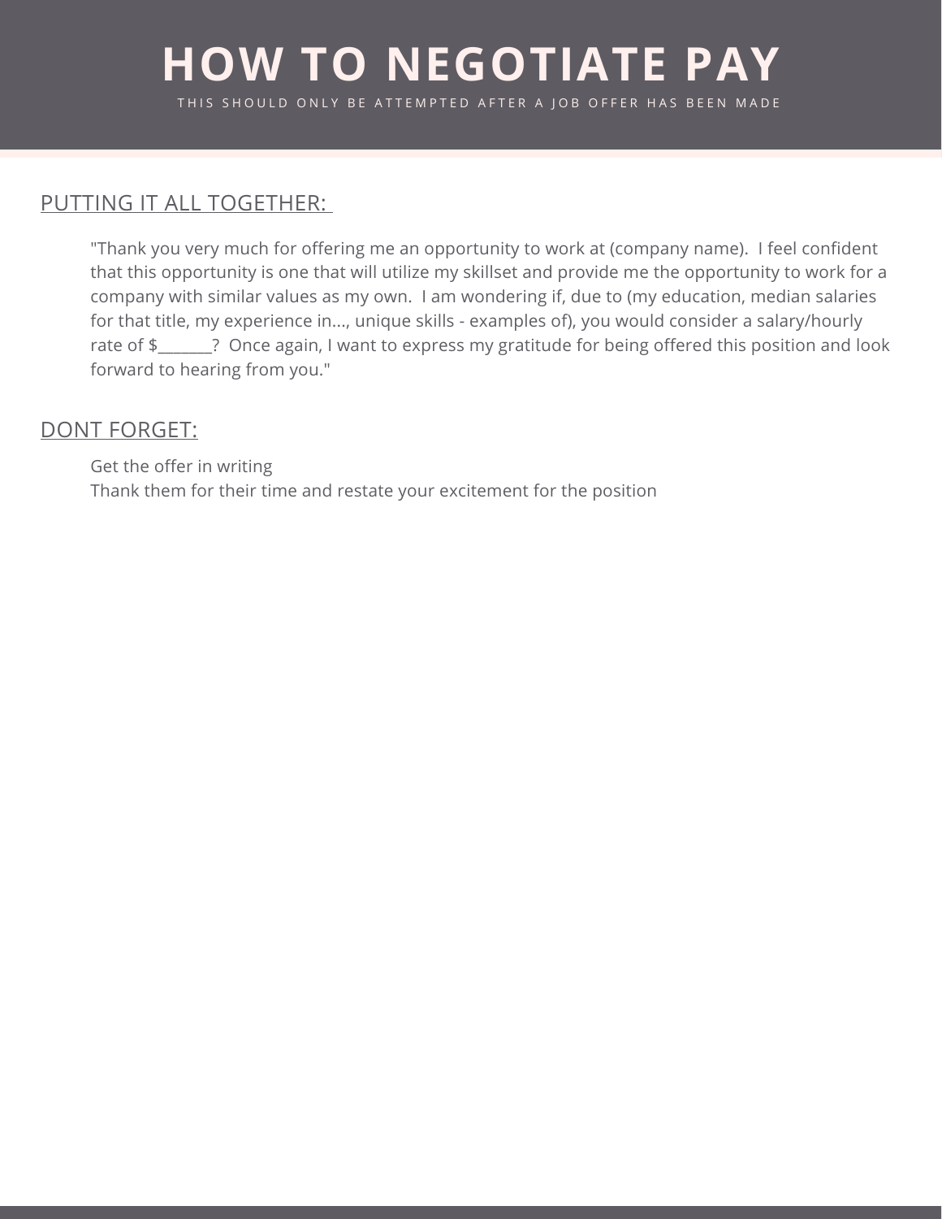# HOW TO NEGOTIATE PAY

THIS SHOULD ONLY BE ATTEMPTED AFTER A JOB OFFER HAS BEEN MADE

## PUTTING IT ALL TOGETHER:

"Thank you very much for offering me an opportunity to work at (company name). I feel confident that this opportunity is one that will utilize my skillset and provide me the opportunity to work for a company with similar values as my own. I am wondering if, due to (my education, median salaries for that title, my experience in..., unique skills - examples of), you would consider a salary/hourly rate of $_______? Once again, I want to express my gratitude for being offered this position and look forward to hearing from you."

## DONT FORGET:

Get the offer in writing

Thank them for their time and restate your excitement for the position